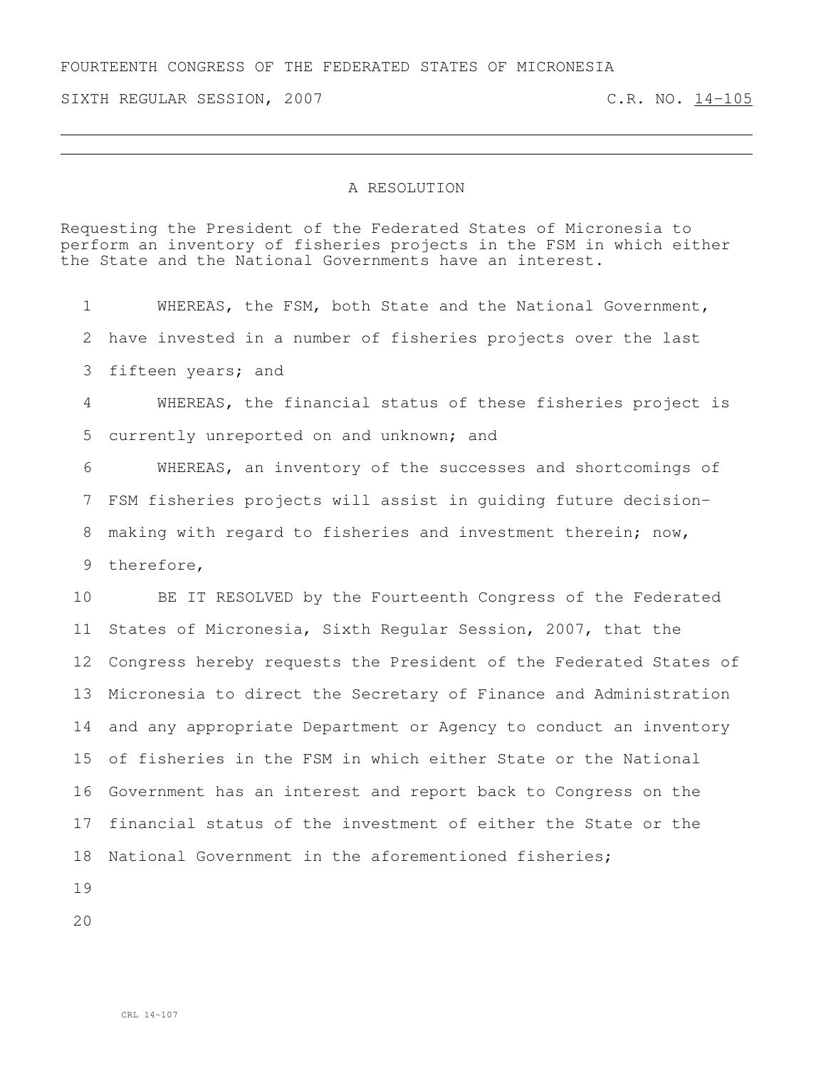FOURTEENTH CONGRESS OF THE FEDERATED STATES OF MICRONESIA

SIXTH REGULAR SESSION, 2007 C.R. NO. 14-105

---

# A RESOLUTION

Requesting the President of the Federated States of Micronesia to perform an inventory of fisheries projects in the FSM in which either the State and the National Governments have an interest.

1 WHEREAS, the FSM, both State and the National Government,
2 have invested in a number of fisheries projects over the last
3 fifteen years; and

4 WHEREAS, the financial status of these fisheries project is
5 currently unreported on and unknown; and

6 WHEREAS, an inventory of the successes and shortcomings of
7 FSM fisheries projects will assist in guiding future decision-
8 making with regard to fisheries and investment therein; now,
9 therefore,

10 BE IT RESOLVED by the Fourteenth Congress of the Federated
11 States of Micronesia, Sixth Regular Session, 2007, that the
12 Congress hereby requests the President of the Federated States of
13 Micronesia to direct the Secretary of Finance and Administration
14 and any appropriate Department or Agency to conduct an inventory
15 of fisheries in the FSM in which either State or the National
16 Government has an interest and report back to Congress on the
17 financial status of the investment of either the State or the
18 National Government in the aforementioned fisheries;
19
20

CRL 14-107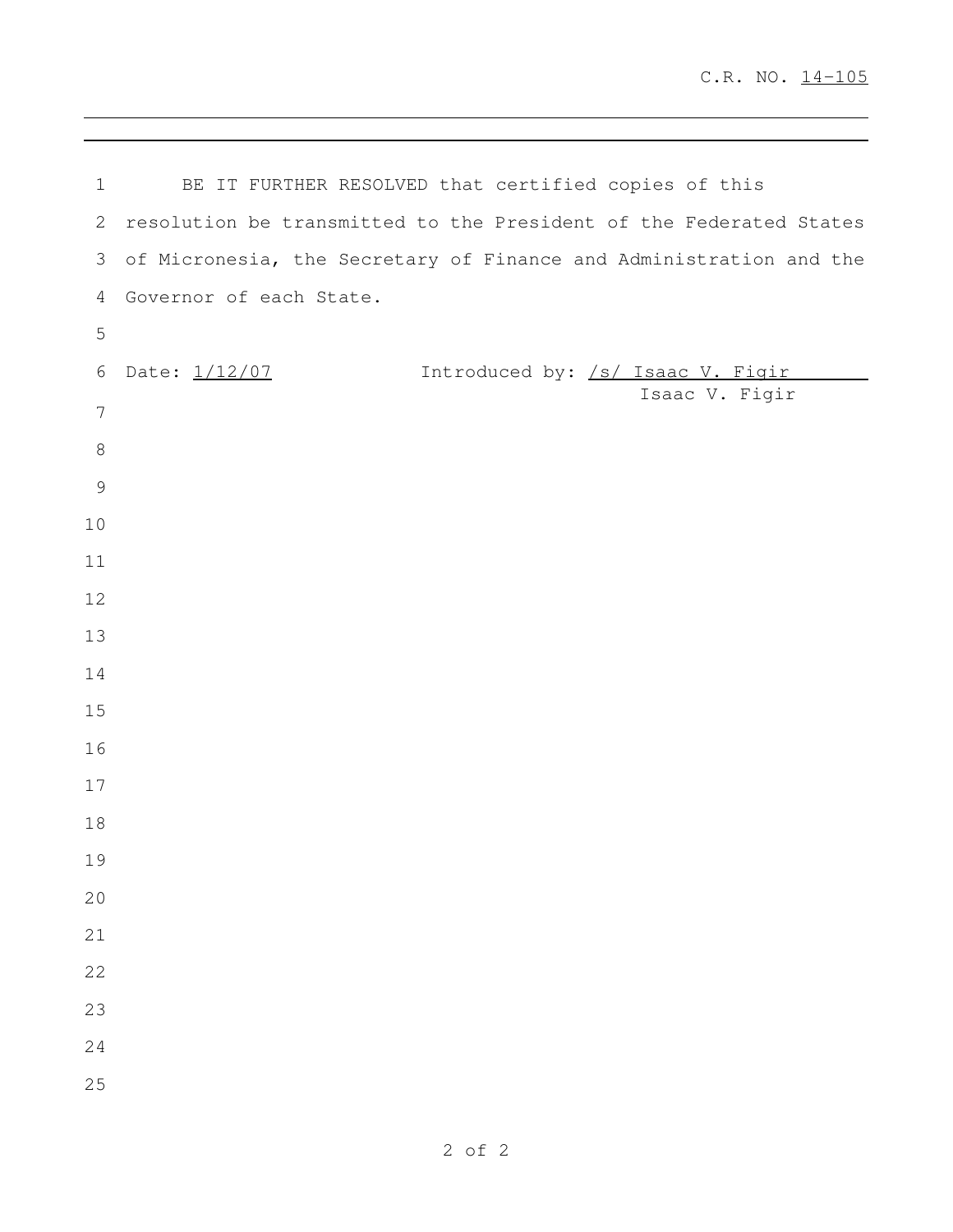C.R. NO. 14-105

BE IT FURTHER RESOLVED that certified copies of this resolution be transmitted to the President of the Federated States of Micronesia, the Secretary of Finance and Administration and the Governor of each State.

Date: 1/12/07

Introduced by: /s/ Isaac V. Figir
Isaac V. Figir